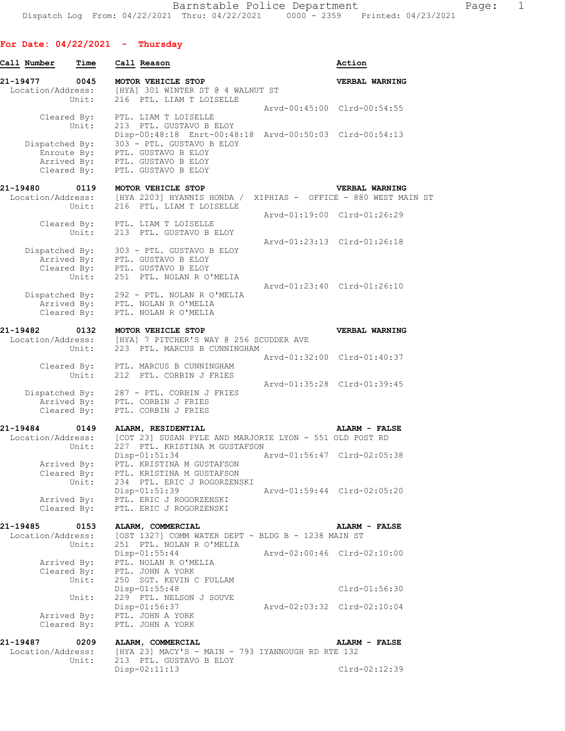**For Date: 04/22/2021 - Thursday**

| Call Number | Time | Call Reason | Action |
|---|---|---|---|

**21-19477 0045 MOTOR VEHICLE STOP** — VERBAL WARNING

```
Location/Address:   [HYA] 301 WINTER ST @ 4 WALNUT ST
            Unit:   216  PTL. LIAM T LOISELLE
                                                   Arvd-00:45:00  Clrd-00:54:55
      Cleared By:   PTL. LIAM T LOISELLE
            Unit:   213  PTL. GUSTAVO B ELOY
                    Disp-00:48:18  Enrt-00:48:18  Arvd-00:50:03  Clrd-00:54:13
   Dispatched By:   303 - PTL. GUSTAVO B ELOY
      Enroute By:   PTL. GUSTAVO B ELOY
      Arrived By:   PTL. GUSTAVO B ELOY
      Cleared By:   PTL. GUSTAVO B ELOY
```

**21-19480 0119 MOTOR VEHICLE STOP** — VERBAL WARNING

```
Location/Address:   [HYA 2203] HYANNIS HONDA /  XIPHIAS -  OFFICE - 880 WEST MAIN ST
            Unit:   216  PTL. LIAM T LOISELLE
                                                   Arvd-01:19:00  Clrd-01:26:29
      Cleared By:   PTL. LIAM T LOISELLE
            Unit:   213  PTL. GUSTAVO B ELOY
                                                   Arvd-01:23:13  Clrd-01:26:18
   Dispatched By:   303 - PTL. GUSTAVO B ELOY
      Arrived By:   PTL. GUSTAVO B ELOY
      Cleared By:   PTL. GUSTAVO B ELOY
            Unit:   251  PTL. NOLAN R O'MELIA
                                                   Arvd-01:23:40  Clrd-01:26:10
   Dispatched By:   292 - PTL. NOLAN R O'MELIA
      Arrived By:   PTL. NOLAN R O'MELIA
      Cleared By:   PTL. NOLAN R O'MELIA
```

**21-19482 0132 MOTOR VEHICLE STOP** — VERBAL WARNING

```
Location/Address:   [HYA] 7 PITCHER'S WAY @ 256 SCUDDER AVE
            Unit:   223  PTL. MARCUS B CUNNINGHAM
                                                   Arvd-01:32:00  Clrd-01:40:37
      Cleared By:   PTL. MARCUS B CUNNINGHAM
            Unit:   212  PTL. CORBIN J FRIES
                                                   Arvd-01:35:28  Clrd-01:39:45
   Dispatched By:   287 - PTL. CORBIN J FRIES
      Arrived By:   PTL. CORBIN J FRIES
      Cleared By:   PTL. CORBIN J FRIES
```

**21-19484 0149 ALARM, RESIDENTIAL** — ALARM - FALSE

```
Location/Address:   [COT 23] SUSAN PYLE AND MARJORIE LYON - 551 OLD POST RD
            Unit:   227  PTL. KRISTINA M GUSTAFSON
                    Disp-01:51:34                  Arvd-01:56:47  Clrd-02:05:38
      Arrived By:   PTL. KRISTINA M GUSTAFSON
      Cleared By:   PTL. KRISTINA M GUSTAFSON
            Unit:   234  PTL. ERIC J ROGORZENSKI
                    Disp-01:51:39                  Arvd-01:59:44  Clrd-02:05:20
      Arrived By:   PTL. ERIC J ROGORZENSKI
      Cleared By:   PTL. ERIC J ROGORZENSKI
```

**21-19485 0153 ALARM, COMMERCIAL** — ALARM - FALSE

```
Location/Address:   [OST 1327] COMM WATER DEPT - BLDG B - 1238 MAIN ST
            Unit:   251  PTL. NOLAN R O'MELIA
                    Disp-01:55:44                  Arvd-02:00:46  Clrd-02:10:00
      Arrived By:   PTL. NOLAN R O'MELIA
      Cleared By:   PTL. JOHN A YORK
            Unit:   250  SGT. KEVIN C FULLAM
                    Disp-01:55:48                                 Clrd-01:56:30
            Unit:   229  PTL. NELSON J SOUVE
                    Disp-01:56:37                  Arvd-02:03:32  Clrd-02:10:04
      Arrived By:   PTL. JOHN A YORK
      Cleared By:   PTL. JOHN A YORK
```

**21-19487 0209 ALARM, COMMERCIAL** — ALARM - FALSE

```
Location/Address:   [HYA 23] MACY'S - MAIN - 793 IYANNOUGH RD RTE 132
            Unit:   213  PTL. GUSTAVO B ELOY
                    Disp-02:11:13                                 Clrd-02:12:39
```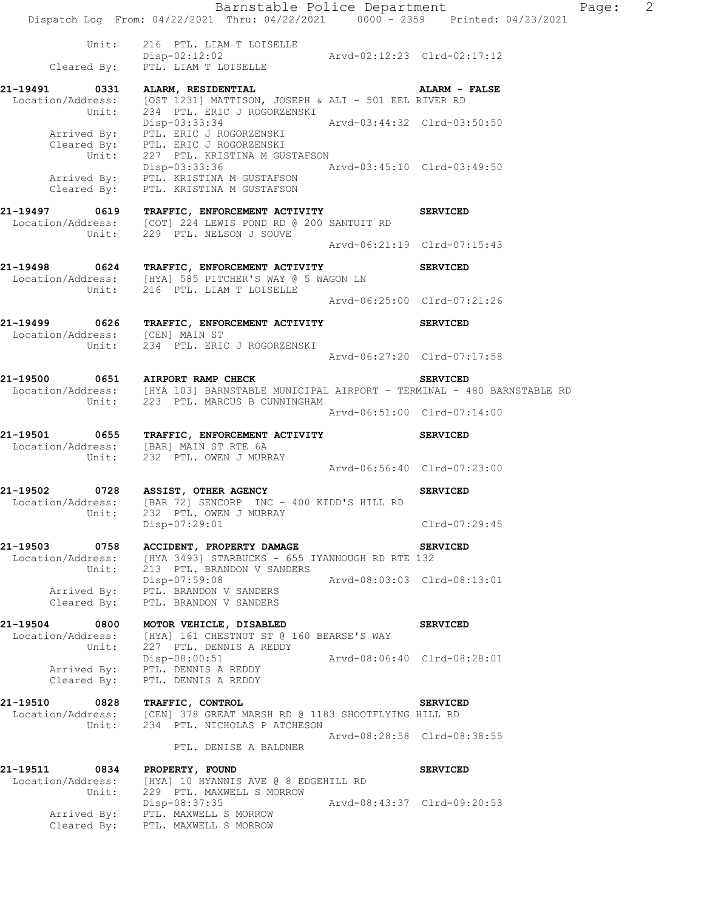```
          Unit:    216  PTL. LIAM T LOISELLE
                   Disp-02:12:02                  Arvd-02:12:23  Clrd-02:17:12
   Cleared By:     PTL. LIAM T LOISELLE

21-19491     0331  ALARM, RESIDENTIAL                             ALARM - FALSE
 Location/Address:  [OST 1231] MATTISON, JOSEPH & ALI - 501 EEL RIVER RD
          Unit:    234  PTL. ERIC J ROGORZENSKI
                   Disp-03:33:34                  Arvd-03:44:32  Clrd-03:50:50
   Arrived By:     PTL. ERIC J ROGORZENSKI
   Cleared By:     PTL. ERIC J ROGORZENSKI
          Unit:    227  PTL. KRISTINA M GUSTAFSON
                   Disp-03:33:36                  Arvd-03:45:10  Clrd-03:49:50
   Arrived By:     PTL. KRISTINA M GUSTAFSON
   Cleared By:     PTL. KRISTINA M GUSTAFSON

21-19497     0619  TRAFFIC, ENFORCEMENT ACTIVITY                  SERVICED
 Location/Address:  [COT] 224 LEWIS POND RD @ 200 SANTUIT RD
          Unit:    229  PTL. NELSON J SOUVE
                                                  Arvd-06:21:19  Clrd-07:15:43

21-19498     0624  TRAFFIC, ENFORCEMENT ACTIVITY                  SERVICED
 Location/Address:  [HYA] 585 PITCHER'S WAY @ 5 WAGON LN
          Unit:    216  PTL. LIAM T LOISELLE
                                                  Arvd-06:25:00  Clrd-07:21:26

21-19499     0626  TRAFFIC, ENFORCEMENT ACTIVITY                  SERVICED
 Location/Address:  [CEN] MAIN ST
          Unit:    234  PTL. ERIC J ROGORZENSKI
                                                  Arvd-06:27:20  Clrd-07:17:58

21-19500     0651  AIRPORT RAMP CHECK                             SERVICED
 Location/Address:  [HYA 103] BARNSTABLE MUNICIPAL AIRPORT - TERMINAL - 480 BARNSTABLE RD
          Unit:    223  PTL. MARCUS B CUNNINGHAM
                                                  Arvd-06:51:00  Clrd-07:14:00

21-19501     0655  TRAFFIC, ENFORCEMENT ACTIVITY                  SERVICED
 Location/Address:  [BAR] MAIN ST RTE 6A
          Unit:    232  PTL. OWEN J MURRAY
                                                  Arvd-06:56:40  Clrd-07:23:00

21-19502     0728  ASSIST, OTHER AGENCY                           SERVICED
 Location/Address:  [BAR 72] SENCORP  INC - 400 KIDD'S HILL RD
          Unit:    232  PTL. OWEN J MURRAY
                   Disp-07:29:01                                 Clrd-07:29:45

21-19503     0758  ACCIDENT, PROPERTY DAMAGE                      SERVICED
 Location/Address:  [HYA 3493] STARBUCKS - 655 IYANNOUGH RD RTE 132
          Unit:    213  PTL. BRANDON V SANDERS
                   Disp-07:59:08                  Arvd-08:03:03  Clrd-08:13:01
   Arrived By:     PTL. BRANDON V SANDERS
   Cleared By:     PTL. BRANDON V SANDERS

21-19504     0800  MOTOR VEHICLE, DISABLED                        SERVICED
 Location/Address:  [HYA] 161 CHESTNUT ST @ 160 BEARSE'S WAY
          Unit:    227  PTL. DENNIS A REDDY
                   Disp-08:00:51                  Arvd-08:06:40  Clrd-08:28:01
   Arrived By:     PTL. DENNIS A REDDY
   Cleared By:     PTL. DENNIS A REDDY

21-19510     0828  TRAFFIC, CONTROL                               SERVICED
 Location/Address:  [CEN] 378 GREAT MARSH RD @ 1183 SHOOTFLYING HILL RD
          Unit:    234  PTL. NICHOLAS P ATCHESON
                                                  Arvd-08:28:58  Clrd-08:38:55
                   PTL. DENISE A BALDNER

21-19511     0834  PROPERTY, FOUND                                SERVICED
 Location/Address:  [HYA] 10 HYANNIS AVE @ 8 EDGEHILL RD
          Unit:    229  PTL. MAXWELL S MORROW
                   Disp-08:37:35                  Arvd-08:43:37  Clrd-09:20:53
   Arrived By:     PTL. MAXWELL S MORROW
   Cleared By:     PTL. MAXWELL S MORROW
```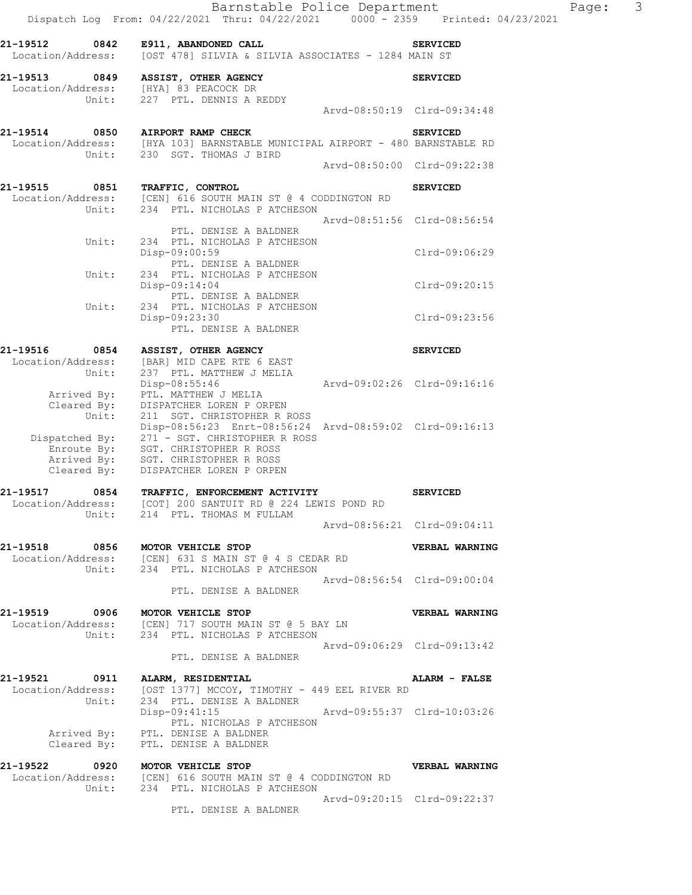```
21-19512     0842   E911, ABANDONED CALL                              SERVICED
 Location/Address:    [OST 478] SILVIA & SILVIA ASSOCIATES - 1284 MAIN ST

21-19513     0849   ASSIST, OTHER AGENCY                              SERVICED
 Location/Address:    [HYA] 83 PEACOCK DR
            Unit:    227  PTL. DENNIS A REDDY
                                                   Arvd-08:50:19 Clrd-09:34:48

21-19514     0850   AIRPORT RAMP CHECK                                SERVICED
 Location/Address:    [HYA 103] BARNSTABLE MUNICIPAL AIRPORT - 480 BARNSTABLE RD
            Unit:    230  SGT. THOMAS J BIRD
                                                   Arvd-08:50:00 Clrd-09:22:38

21-19515     0851   TRAFFIC, CONTROL                                  SERVICED
 Location/Address:    [CEN] 616 SOUTH MAIN ST @ 4 CODDINGTON RD
            Unit:    234  PTL. NICHOLAS P ATCHESON
                                                   Arvd-08:51:56 Clrd-08:56:54
                          PTL. DENISE A BALDNER
            Unit:    234  PTL. NICHOLAS P ATCHESON
                     Disp-09:00:59                              Clrd-09:06:29
                          PTL. DENISE A BALDNER
            Unit:    234  PTL. NICHOLAS P ATCHESON
                     Disp-09:14:04                              Clrd-09:20:15
                          PTL. DENISE A BALDNER
            Unit:    234  PTL. NICHOLAS P ATCHESON
                     Disp-09:23:30                              Clrd-09:23:56
                          PTL. DENISE A BALDNER

21-19516     0854   ASSIST, OTHER AGENCY                              SERVICED
 Location/Address:    [BAR] MID CAPE RTE 6 EAST
            Unit:    237  PTL. MATTHEW J MELIA
                     Disp-08:55:46                 Arvd-09:02:26 Clrd-09:16:16
      Arrived By:    PTL. MATTHEW J MELIA
      Cleared By:    DISPATCHER LOREN P ORPEN
            Unit:    211  SGT. CHRISTOPHER R ROSS
                     Disp-08:56:23  Enrt-08:56:24  Arvd-08:59:02  Clrd-09:16:13
   Dispatched By:    271 - SGT. CHRISTOPHER R ROSS
      Enroute By:    SGT. CHRISTOPHER R ROSS
      Arrived By:    SGT. CHRISTOPHER R ROSS
      Cleared By:    DISPATCHER LOREN P ORPEN

21-19517     0854   TRAFFIC, ENFORCEMENT ACTIVITY                     SERVICED
 Location/Address:    [COT] 200 SANTUIT RD @ 224 LEWIS POND RD
            Unit:    214  PTL. THOMAS M FULLAM
                                                   Arvd-08:56:21 Clrd-09:04:11

21-19518     0856   MOTOR VEHICLE STOP                                VERBAL WARNING
 Location/Address:    [CEN] 631 S MAIN ST @ 4 S CEDAR RD
            Unit:    234  PTL. NICHOLAS P ATCHESON
                                                   Arvd-08:56:54 Clrd-09:00:04
                          PTL. DENISE A BALDNER

21-19519     0906   MOTOR VEHICLE STOP                                VERBAL WARNING
 Location/Address:    [CEN] 717 SOUTH MAIN ST @ 5 BAY LN
            Unit:    234  PTL. NICHOLAS P ATCHESON
                                                   Arvd-09:06:29 Clrd-09:13:42
                          PTL. DENISE A BALDNER

21-19521     0911   ALARM, RESIDENTIAL                                ALARM - FALSE
 Location/Address:    [OST 1377] MCCOY, TIMOTHY - 449 EEL RIVER RD
            Unit:    234  PTL. DENISE A BALDNER
                     Disp-09:41:15                 Arvd-09:55:37 Clrd-10:03:26
                          PTL. NICHOLAS P ATCHESON
      Arrived By:    PTL. DENISE A BALDNER
      Cleared By:    PTL. DENISE A BALDNER

21-19522     0920   MOTOR VEHICLE STOP                                VERBAL WARNING
 Location/Address:    [CEN] 616 SOUTH MAIN ST @ 4 CODDINGTON RD
            Unit:    234  PTL. NICHOLAS P ATCHESON
                                                   Arvd-09:20:15 Clrd-09:22:37
                          PTL. DENISE A BALDNER
```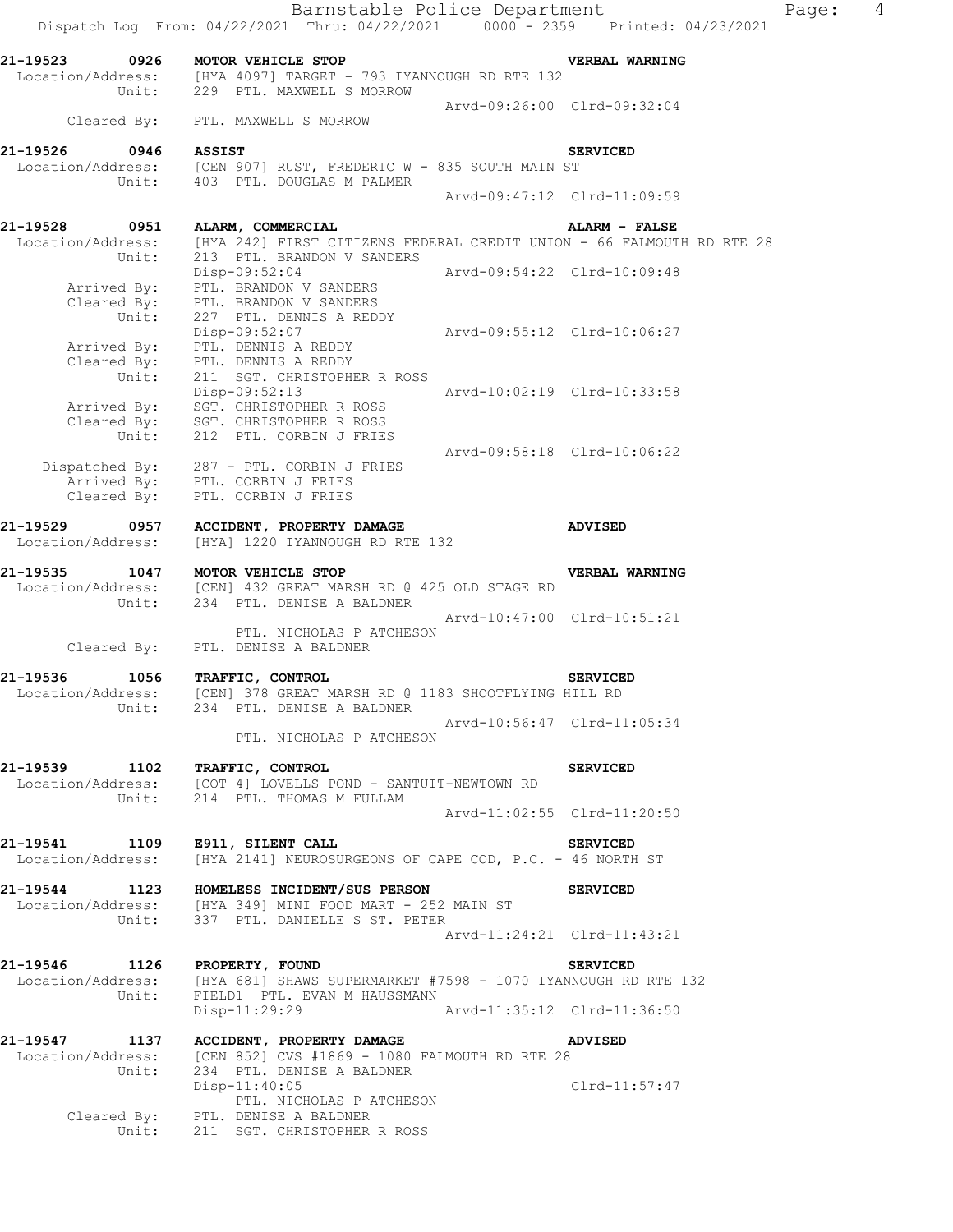```
21-19523    0926   MOTOR VEHICLE STOP                                  VERBAL WARNING
 Location/Address:    [HYA 4097] TARGET - 793 IYANNOUGH RD RTE 132
            Unit:     229  PTL. MAXWELL S MORROW
                                                  Arvd-09:26:00  Clrd-09:32:04
     Cleared By:     PTL. MAXWELL S MORROW

21-19526    0946   ASSIST                                              SERVICED
 Location/Address:    [CEN 907] RUST, FREDERIC W - 835 SOUTH MAIN ST
            Unit:     403  PTL. DOUGLAS M PALMER
                                                  Arvd-09:47:12  Clrd-11:09:59

21-19528    0951   ALARM, COMMERCIAL                                   ALARM - FALSE
 Location/Address:    [HYA 242] FIRST CITIZENS FEDERAL CREDIT UNION - 66 FALMOUTH RD RTE 28
            Unit:     213  PTL. BRANDON V SANDERS
                      Disp-09:52:04               Arvd-09:54:22  Clrd-10:09:48
     Arrived By:     PTL. BRANDON V SANDERS
     Cleared By:     PTL. BRANDON V SANDERS
            Unit:     227  PTL. DENNIS A REDDY
                      Disp-09:52:07               Arvd-09:55:12  Clrd-10:06:27
     Arrived By:     PTL. DENNIS A REDDY
     Cleared By:     PTL. DENNIS A REDDY
            Unit:     211  SGT. CHRISTOPHER R ROSS
                      Disp-09:52:13               Arvd-10:02:19  Clrd-10:33:58
     Arrived By:     SGT. CHRISTOPHER R ROSS
     Cleared By:     SGT. CHRISTOPHER R ROSS
            Unit:     212  PTL. CORBIN J FRIES
                                                  Arvd-09:58:18  Clrd-10:06:22
  Dispatched By:     287 - PTL. CORBIN J FRIES
     Arrived By:     PTL. CORBIN J FRIES
     Cleared By:     PTL. CORBIN J FRIES

21-19529    0957   ACCIDENT, PROPERTY DAMAGE                           ADVISED
 Location/Address:    [HYA] 1220 IYANNOUGH RD RTE 132

21-19535    1047   MOTOR VEHICLE STOP                                  VERBAL WARNING
 Location/Address:    [CEN] 432 GREAT MARSH RD @ 425 OLD STAGE RD
            Unit:     234  PTL. DENISE A BALDNER
                                                  Arvd-10:47:00  Clrd-10:51:21
                           PTL. NICHOLAS P ATCHESON
     Cleared By:     PTL. DENISE A BALDNER

21-19536    1056   TRAFFIC, CONTROL                                    SERVICED
 Location/Address:    [CEN] 378 GREAT MARSH RD @ 1183 SHOOTFLYING HILL RD
            Unit:     234  PTL. DENISE A BALDNER
                                                  Arvd-10:56:47  Clrd-11:05:34
                           PTL. NICHOLAS P ATCHESON

21-19539    1102   TRAFFIC, CONTROL                                    SERVICED
 Location/Address:    [COT 4] LOVELLS POND - SANTUIT-NEWTOWN RD
            Unit:     214  PTL. THOMAS M FULLAM
                                                  Arvd-11:02:55  Clrd-11:20:50

21-19541    1109   E911, SILENT CALL                                   SERVICED
 Location/Address:    [HYA 2141] NEUROSURGEONS OF CAPE COD, P.C. - 46 NORTH ST

21-19544    1123   HOMELESS INCIDENT/SUS PERSON                        SERVICED
 Location/Address:    [HYA 349] MINI FOOD MART - 252 MAIN ST
            Unit:     337  PTL. DANIELLE S ST. PETER
                                                  Arvd-11:24:21  Clrd-11:43:21

21-19546    1126   PROPERTY, FOUND                                     SERVICED
 Location/Address:    [HYA 681] SHAWS SUPERMARKET #7598 - 1070 IYANNOUGH RD RTE 132
            Unit:     FIELD1  PTL. EVAN M HAUSSMANN
                      Disp-11:29:29               Arvd-11:35:12  Clrd-11:36:50

21-19547    1137   ACCIDENT, PROPERTY DAMAGE                           ADVISED
 Location/Address:    [CEN 852] CVS #1869 - 1080 FALMOUTH RD RTE 28
            Unit:     234  PTL. DENISE A BALDNER
                      Disp-11:40:05                              Clrd-11:57:47
                           PTL. NICHOLAS P ATCHESON
     Cleared By:     PTL. DENISE A BALDNER
            Unit:     211  SGT. CHRISTOPHER R ROSS
```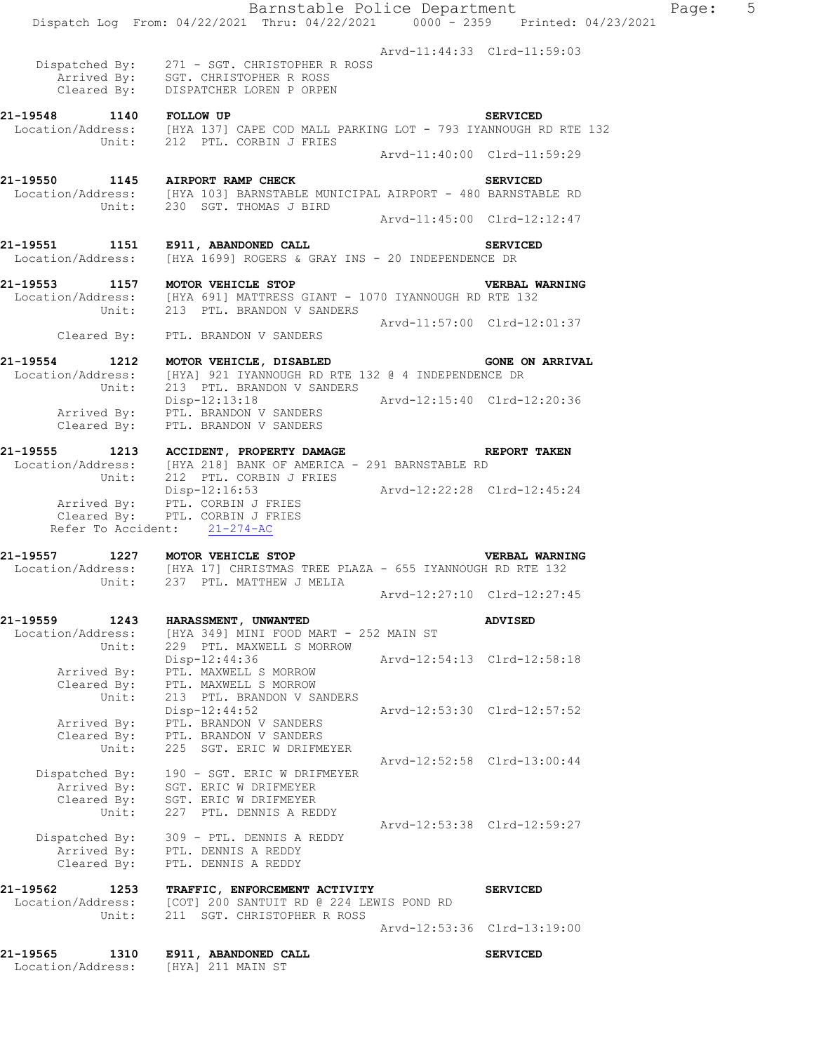Arvd-11:44:33 Clrd-11:59:03

Dispatched By: 271 - SGT. CHRISTOPHER R ROSS
Arrived By: SGT. CHRISTOPHER R ROSS
Cleared By: DISPATCHER LOREN P ORPEN

**21-19548 1140 FOLLOW UP** **SERVICED**
Location/Address: [HYA 137] CAPE COD MALL PARKING LOT - 793 IYANNOUGH RD RTE 132
Unit: 212 PTL. CORBIN J FRIES
Arvd-11:40:00 Clrd-11:59:29

**21-19550 1145 AIRPORT RAMP CHECK** **SERVICED**
Location/Address: [HYA 103] BARNSTABLE MUNICIPAL AIRPORT - 480 BARNSTABLE RD
Unit: 230 SGT. THOMAS J BIRD
Arvd-11:45:00 Clrd-12:12:47

**21-19551 1151 E911, ABANDONED CALL** **SERVICED**
Location/Address: [HYA 1699] ROGERS & GRAY INS - 20 INDEPENDENCE DR

**21-19553 1157 MOTOR VEHICLE STOP** **VERBAL WARNING**
Location/Address: [HYA 691] MATTRESS GIANT - 1070 IYANNOUGH RD RTE 132
Unit: 213 PTL. BRANDON V SANDERS
Arvd-11:57:00 Clrd-12:01:37
Cleared By: PTL. BRANDON V SANDERS

**21-19554 1212 MOTOR VEHICLE, DISABLED** **GONE ON ARRIVAL**
Location/Address: [HYA] 921 IYANNOUGH RD RTE 132 @ 4 INDEPENDENCE DR
Unit: 213 PTL. BRANDON V SANDERS
Disp-12:13:18 Arvd-12:15:40 Clrd-12:20:36
Arrived By: PTL. BRANDON V SANDERS
Cleared By: PTL. BRANDON V SANDERS

**21-19555 1213 ACCIDENT, PROPERTY DAMAGE** **REPORT TAKEN**
Location/Address: [HYA 218] BANK OF AMERICA - 291 BARNSTABLE RD
Unit: 212 PTL. CORBIN J FRIES
Disp-12:16:53 Arvd-12:22:28 Clrd-12:45:24
Arrived By: PTL. CORBIN J FRIES
Cleared By: PTL. CORBIN J FRIES
Refer To Accident: 21-274-AC

**21-19557 1227 MOTOR VEHICLE STOP** **VERBAL WARNING**
Location/Address: [HYA 17] CHRISTMAS TREE PLAZA - 655 IYANNOUGH RD RTE 132
Unit: 237 PTL. MATTHEW J MELIA
Arvd-12:27:10 Clrd-12:27:45

**21-19559 1243 HARASSMENT, UNWANTED** **ADVISED**
Location/Address: [HYA 349] MINI FOOD MART - 252 MAIN ST
Unit: 229 PTL. MAXWELL S MORROW
Disp-12:44:36 Arvd-12:54:13 Clrd-12:58:18
Arrived By: PTL. MAXWELL S MORROW
Cleared By: PTL. MAXWELL S MORROW
Unit: 213 PTL. BRANDON V SANDERS
Disp-12:44:52 Arvd-12:53:30 Clrd-12:57:52
Arrived By: PTL. BRANDON V SANDERS
Cleared By: PTL. BRANDON V SANDERS
Unit: 225 SGT. ERIC W DRIFMEYER
Arvd-12:52:58 Clrd-13:00:44
Dispatched By: 190 - SGT. ERIC W DRIFMEYER
Arrived By: SGT. ERIC W DRIFMEYER
Cleared By: SGT. ERIC W DRIFMEYER
Unit: 227 PTL. DENNIS A REDDY
Arvd-12:53:38 Clrd-12:59:27
Dispatched By: 309 - PTL. DENNIS A REDDY
Arrived By: PTL. DENNIS A REDDY
Cleared By: PTL. DENNIS A REDDY

**21-19562 1253 TRAFFIC, ENFORCEMENT ACTIVITY** **SERVICED**
Location/Address: [COT] 200 SANTUIT RD @ 224 LEWIS POND RD
Unit: 211 SGT. CHRISTOPHER R ROSS
Arvd-12:53:36 Clrd-13:19:00

**21-19565 1310 E911, ABANDONED CALL** **SERVICED**
Location/Address: [HYA] 211 MAIN ST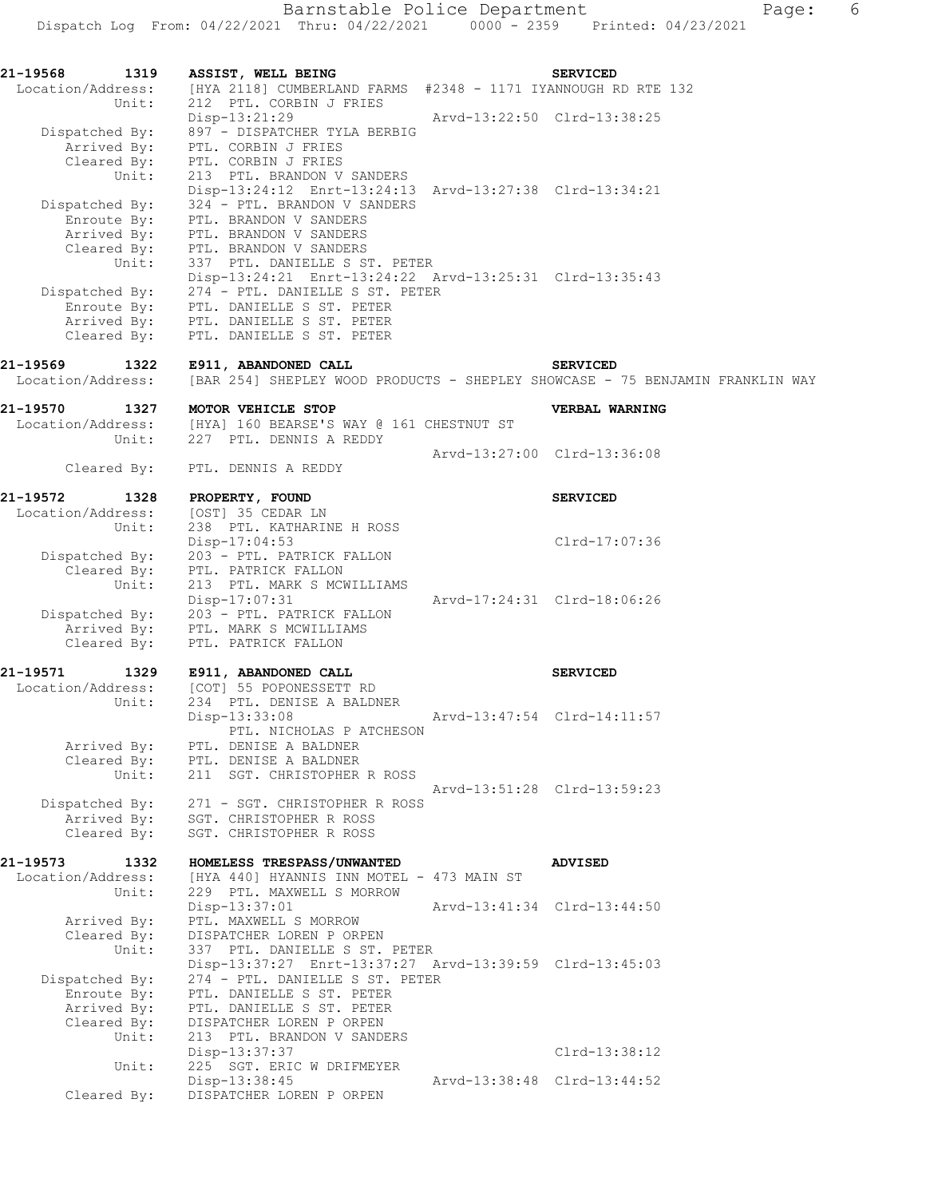```
21-19568     1319   ASSIST, WELL BEING                                  SERVICED
 Location/Address:   [HYA 2118] CUMBERLAND FARMS  #2348 - 1171 IYANNOUGH RD RTE 132
            Unit:    212  PTL. CORBIN J FRIES
                     Disp-13:21:29                 Arvd-13:22:50  Clrd-13:38:25
   Dispatched By:    897 - DISPATCHER TYLA BERBIG
      Arrived By:    PTL. CORBIN J FRIES
      Cleared By:    PTL. CORBIN J FRIES
            Unit:    213  PTL. BRANDON V SANDERS
                     Disp-13:24:12  Enrt-13:24:13  Arvd-13:27:38  Clrd-13:34:21
   Dispatched By:    324 - PTL. BRANDON V SANDERS
      Enroute By:    PTL. BRANDON V SANDERS
      Arrived By:    PTL. BRANDON V SANDERS
      Cleared By:    PTL. BRANDON V SANDERS
            Unit:    337  PTL. DANIELLE S ST. PETER
                     Disp-13:24:21  Enrt-13:24:22  Arvd-13:25:31  Clrd-13:35:43
   Dispatched By:    274 - PTL. DANIELLE S ST. PETER
      Enroute By:    PTL. DANIELLE S ST. PETER
      Arrived By:    PTL. DANIELLE S ST. PETER
      Cleared By:    PTL. DANIELLE S ST. PETER

21-19569     1322   E911, ABANDONED CALL                                SERVICED
 Location/Address:   [BAR 254] SHEPLEY WOOD PRODUCTS - SHEPLEY SHOWCASE - 75 BENJAMIN FRANKLIN WAY

21-19570     1327   MOTOR VEHICLE STOP                                  VERBAL WARNING
 Location/Address:   [HYA] 160 BEARSE'S WAY @ 161 CHESTNUT ST
            Unit:    227  PTL. DENNIS A REDDY
                                                   Arvd-13:27:00  Clrd-13:36:08
      Cleared By:    PTL. DENNIS A REDDY

21-19572     1328   PROPERTY, FOUND                                     SERVICED
 Location/Address:   [OST] 35 CEDAR LN
            Unit:    238  PTL. KATHARINE H ROSS
                     Disp-17:04:53                                Clrd-17:07:36
   Dispatched By:    203 - PTL. PATRICK FALLON
      Cleared By:    PTL. PATRICK FALLON
            Unit:    213  PTL. MARK S MCWILLIAMS
                     Disp-17:07:31                 Arvd-17:24:31  Clrd-18:06:26
   Dispatched By:    203 - PTL. PATRICK FALLON
      Arrived By:    PTL. MARK S MCWILLIAMS
      Cleared By:    PTL. PATRICK FALLON

21-19571     1329   E911, ABANDONED CALL                                SERVICED
 Location/Address:   [COT] 55 POPONESSETT RD
            Unit:    234  PTL. DENISE A BALDNER
                     Disp-13:33:08                 Arvd-13:47:54  Clrd-14:11:57
                        PTL. NICHOLAS P ATCHESON
      Arrived By:    PTL. DENISE A BALDNER
      Cleared By:    PTL. DENISE A BALDNER
            Unit:    211  SGT. CHRISTOPHER R ROSS
                                                   Arvd-13:51:28  Clrd-13:59:23
   Dispatched By:    271 - SGT. CHRISTOPHER R ROSS
      Arrived By:    SGT. CHRISTOPHER R ROSS
      Cleared By:    SGT. CHRISTOPHER R ROSS

21-19573     1332   HOMELESS TRESPASS/UNWANTED                          ADVISED
 Location/Address:   [HYA 440] HYANNIS INN MOTEL - 473 MAIN ST
            Unit:    229  PTL. MAXWELL S MORROW
                     Disp-13:37:01                 Arvd-13:41:34  Clrd-13:44:50
      Arrived By:    PTL. MAXWELL S MORROW
      Cleared By:    DISPATCHER LOREN P ORPEN
            Unit:    337  PTL. DANIELLE S ST. PETER
                     Disp-13:37:27  Enrt-13:37:27  Arvd-13:39:59  Clrd-13:45:03
   Dispatched By:    274 - PTL. DANIELLE S ST. PETER
      Enroute By:    PTL. DANIELLE S ST. PETER
      Arrived By:    PTL. DANIELLE S ST. PETER
      Cleared By:    DISPATCHER LOREN P ORPEN
            Unit:    213  PTL. BRANDON V SANDERS
                     Disp-13:37:37                                Clrd-13:38:12
            Unit:    225  SGT. ERIC W DRIFMEYER
                     Disp-13:38:45                 Arvd-13:38:48  Clrd-13:44:52
      Cleared By:    DISPATCHER LOREN P ORPEN
```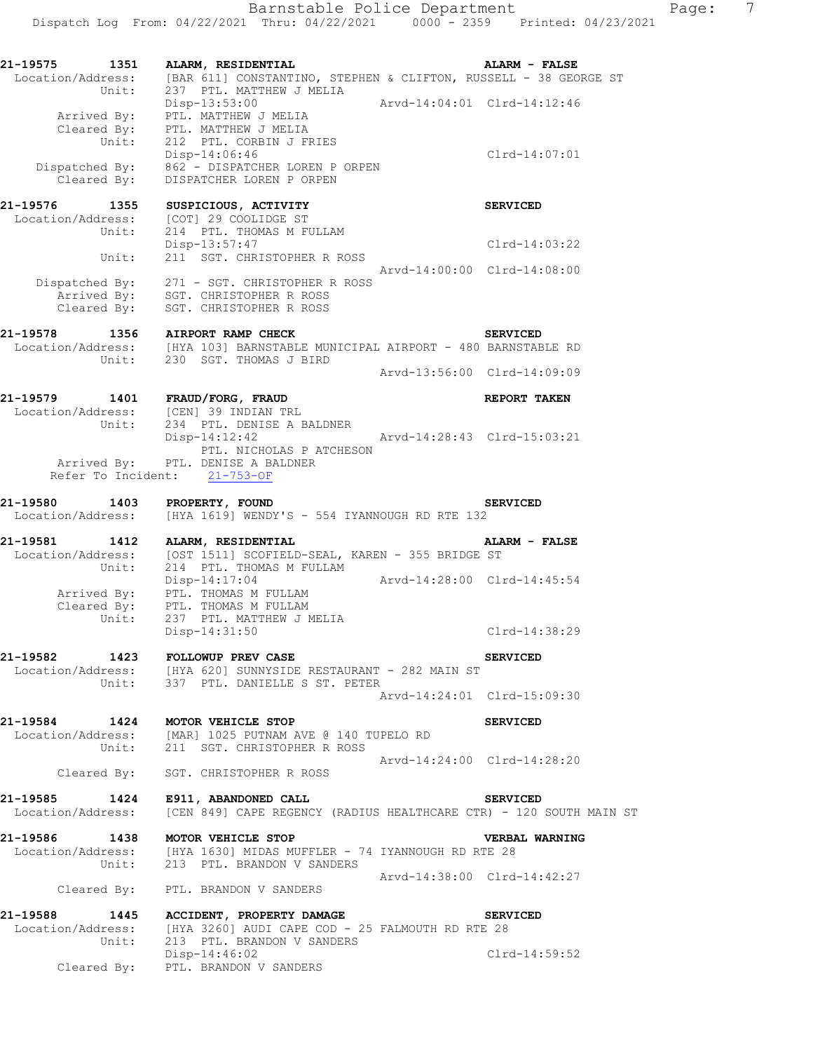**21-19575 1351 ALARM, RESIDENTIAL — ALARM - FALSE**
Location/Address: [BAR 611] CONSTANTINO, STEPHEN & CLIFTON, RUSSELL - 38 GEORGE ST
Unit: 237 PTL. MATTHEW J MELIA
Disp-13:53:00 Arvd-14:04:01 Clrd-14:12:46
Arrived By: PTL. MATTHEW J MELIA
Cleared By: PTL. MATTHEW J MELIA
Unit: 212 PTL. CORBIN J FRIES
Disp-14:06:46 Clrd-14:07:01
Dispatched By: 862 - DISPATCHER LOREN P ORPEN
Cleared By: DISPATCHER LOREN P ORPEN

**21-19576 1355 SUSPICIOUS, ACTIVITY — SERVICED**
Location/Address: [COT] 29 COOLIDGE ST
Unit: 214 PTL. THOMAS M FULLAM
Disp-13:57:47 Clrd-14:03:22
Unit: 211 SGT. CHRISTOPHER R ROSS
Arvd-14:00:00 Clrd-14:08:00
Dispatched By: 271 - SGT. CHRISTOPHER R ROSS
Arrived By: SGT. CHRISTOPHER R ROSS
Cleared By: SGT. CHRISTOPHER R ROSS

**21-19578 1356 AIRPORT RAMP CHECK — SERVICED**
Location/Address: [HYA 103] BARNSTABLE MUNICIPAL AIRPORT - 480 BARNSTABLE RD
Unit: 230 SGT. THOMAS J BIRD
Arvd-13:56:00 Clrd-14:09:09

**21-19579 1401 FRAUD/FORG, FRAUD — REPORT TAKEN**
Location/Address: [CEN] 39 INDIAN TRL
Unit: 234 PTL. DENISE A BALDNER
Disp-14:12:42 Arvd-14:28:43 Clrd-15:03:21
PTL. NICHOLAS P ATCHESON
Arrived By: PTL. DENISE A BALDNER
Refer To Incident: 21-753-OF

**21-19580 1403 PROPERTY, FOUND — SERVICED**
Location/Address: [HYA 1619] WENDY'S - 554 IYANNOUGH RD RTE 132

**21-19581 1412 ALARM, RESIDENTIAL — ALARM - FALSE**
Location/Address: [OST 1511] SCOFIELD-SEAL, KAREN - 355 BRIDGE ST
Unit: 214 PTL. THOMAS M FULLAM
Disp-14:17:04 Arvd-14:28:00 Clrd-14:45:54
Arrived By: PTL. THOMAS M FULLAM
Cleared By: PTL. THOMAS M FULLAM
Unit: 237 PTL. MATTHEW J MELIA
Disp-14:31:50 Clrd-14:38:29

**21-19582 1423 FOLLOWUP PREV CASE — SERVICED**
Location/Address: [HYA 620] SUNNYSIDE RESTAURANT - 282 MAIN ST
Unit: 337 PTL. DANIELLE S ST. PETER
Arvd-14:24:01 Clrd-15:09:30

**21-19584 1424 MOTOR VEHICLE STOP — SERVICED**
Location/Address: [MAR] 1025 PUTNAM AVE @ 140 TUPELO RD
Unit: 211 SGT. CHRISTOPHER R ROSS
Arvd-14:24:00 Clrd-14:28:20
Cleared By: SGT. CHRISTOPHER R ROSS

**21-19585 1424 E911, ABANDONED CALL — SERVICED**
Location/Address: [CEN 849] CAPE REGENCY (RADIUS HEALTHCARE CTR) - 120 SOUTH MAIN ST

**21-19586 1438 MOTOR VEHICLE STOP — VERBAL WARNING**
Location/Address: [HYA 1630] MIDAS MUFFLER - 74 IYANNOUGH RD RTE 28
Unit: 213 PTL. BRANDON V SANDERS
Arvd-14:38:00 Clrd-14:42:27
Cleared By: PTL. BRANDON V SANDERS

**21-19588 1445 ACCIDENT, PROPERTY DAMAGE — SERVICED**
Location/Address: [HYA 3260] AUDI CAPE COD - 25 FALMOUTH RD RTE 28
Unit: 213 PTL. BRANDON V SANDERS
Disp-14:46:02 Clrd-14:59:52
Cleared By: PTL. BRANDON V SANDERS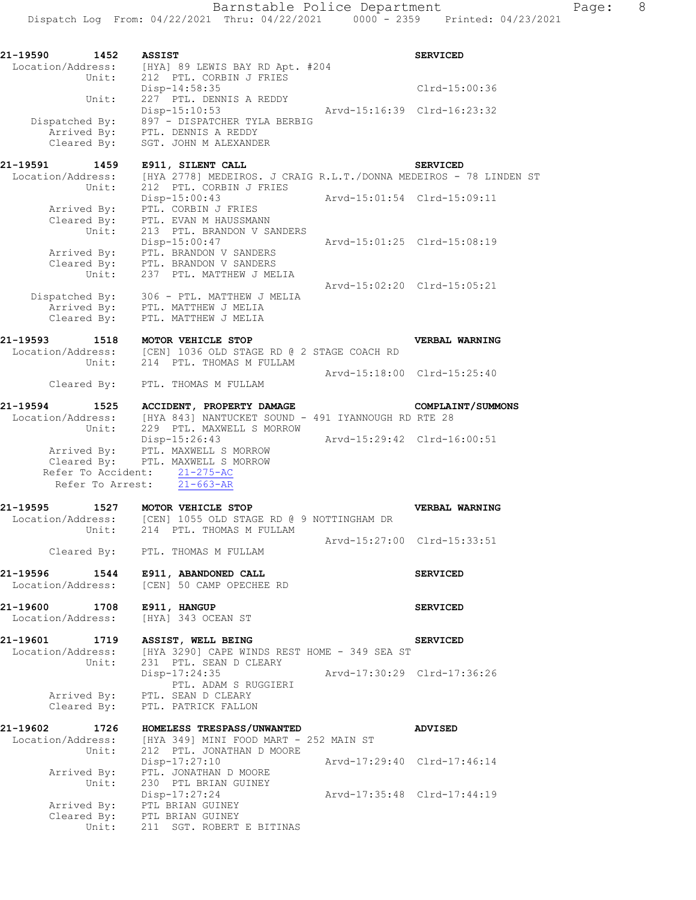```
21-19590     1452   ASSIST                                          SERVICED
  Location/Address:    [HYA] 89 LEWIS BAY RD Apt. #204
             Unit:     212  PTL. CORBIN J FRIES
                       Disp-14:58:35                                Clrd-15:00:36
             Unit:     227  PTL. DENNIS A REDDY
                       Disp-15:10:53              Arvd-15:16:39  Clrd-16:23:32
     Dispatched By:    897 - DISPATCHER TYLA BERBIG
        Arrived By:    PTL. DENNIS A REDDY
        Cleared By:    SGT. JOHN M ALEXANDER

21-19591     1459   E911, SILENT CALL                               SERVICED
  Location/Address:    [HYA 2778] MEDEIROS. J CRAIG R.L.T./DONNA MEDEIROS - 78 LINDEN ST
             Unit:     212  PTL. CORBIN J FRIES
                       Disp-15:00:43              Arvd-15:01:54  Clrd-15:09:11
        Arrived By:    PTL. CORBIN J FRIES
        Cleared By:    PTL. EVAN M HAUSSMANN
             Unit:     213  PTL. BRANDON V SANDERS
                       Disp-15:00:47              Arvd-15:01:25  Clrd-15:08:19
        Arrived By:    PTL. BRANDON V SANDERS
        Cleared By:    PTL. BRANDON V SANDERS
             Unit:     237  PTL. MATTHEW J MELIA
                                                  Arvd-15:02:20  Clrd-15:05:21
     Dispatched By:    306 - PTL. MATTHEW J MELIA
        Arrived By:    PTL. MATTHEW J MELIA
        Cleared By:    PTL. MATTHEW J MELIA

21-19593     1518   MOTOR VEHICLE STOP                              VERBAL WARNING
  Location/Address:    [CEN] 1036 OLD STAGE RD @ 2 STAGE COACH RD
             Unit:     214  PTL. THOMAS M FULLAM
                                                  Arvd-15:18:00  Clrd-15:25:40
        Cleared By:    PTL. THOMAS M FULLAM

21-19594     1525   ACCIDENT, PROPERTY DAMAGE                       COMPLAINT/SUMMONS
  Location/Address:    [HYA 843] NANTUCKET SOUND - 491 IYANNOUGH RD RTE 28
             Unit:     229  PTL. MAXWELL S MORROW
                       Disp-15:26:43              Arvd-15:29:42  Clrd-16:00:51
        Arrived By:    PTL. MAXWELL S MORROW
        Cleared By:    PTL. MAXWELL S MORROW
     Refer To Accident:    21-275-AC
       Refer To Arrest:    21-663-AR

21-19595     1527   MOTOR VEHICLE STOP                              VERBAL WARNING
  Location/Address:    [CEN] 1055 OLD STAGE RD @ 9 NOTTINGHAM DR
             Unit:     214  PTL. THOMAS M FULLAM
                                                  Arvd-15:27:00  Clrd-15:33:51
        Cleared By:    PTL. THOMAS M FULLAM

21-19596     1544   E911, ABANDONED CALL                            SERVICED
  Location/Address:    [CEN] 50 CAMP OPECHEE RD

21-19600     1708   E911, HANGUP                                    SERVICED
  Location/Address:    [HYA] 343 OCEAN ST

21-19601     1719   ASSIST, WELL BEING                              SERVICED
  Location/Address:    [HYA 3290] CAPE WINDS REST HOME - 349 SEA ST
             Unit:     231  PTL. SEAN D CLEARY
                       Disp-17:24:35              Arvd-17:30:29  Clrd-17:36:26
                           PTL. ADAM S RUGGIERI
        Arrived By:    PTL. SEAN D CLEARY
        Cleared By:    PTL. PATRICK FALLON

21-19602     1726   HOMELESS TRESPASS/UNWANTED                      ADVISED
  Location/Address:    [HYA 349] MINI FOOD MART - 252 MAIN ST
             Unit:     212  PTL. JONATHAN D MOORE
                       Disp-17:27:10              Arvd-17:29:40  Clrd-17:46:14
        Arrived By:    PTL. JONATHAN D MOORE
             Unit:     230  PTL BRIAN GUINEY
                       Disp-17:27:24              Arvd-17:35:48  Clrd-17:44:19
        Arrived By:    PTL BRIAN GUINEY
        Cleared By:    PTL BRIAN GUINEY
             Unit:     211  SGT. ROBERT E BITINAS
```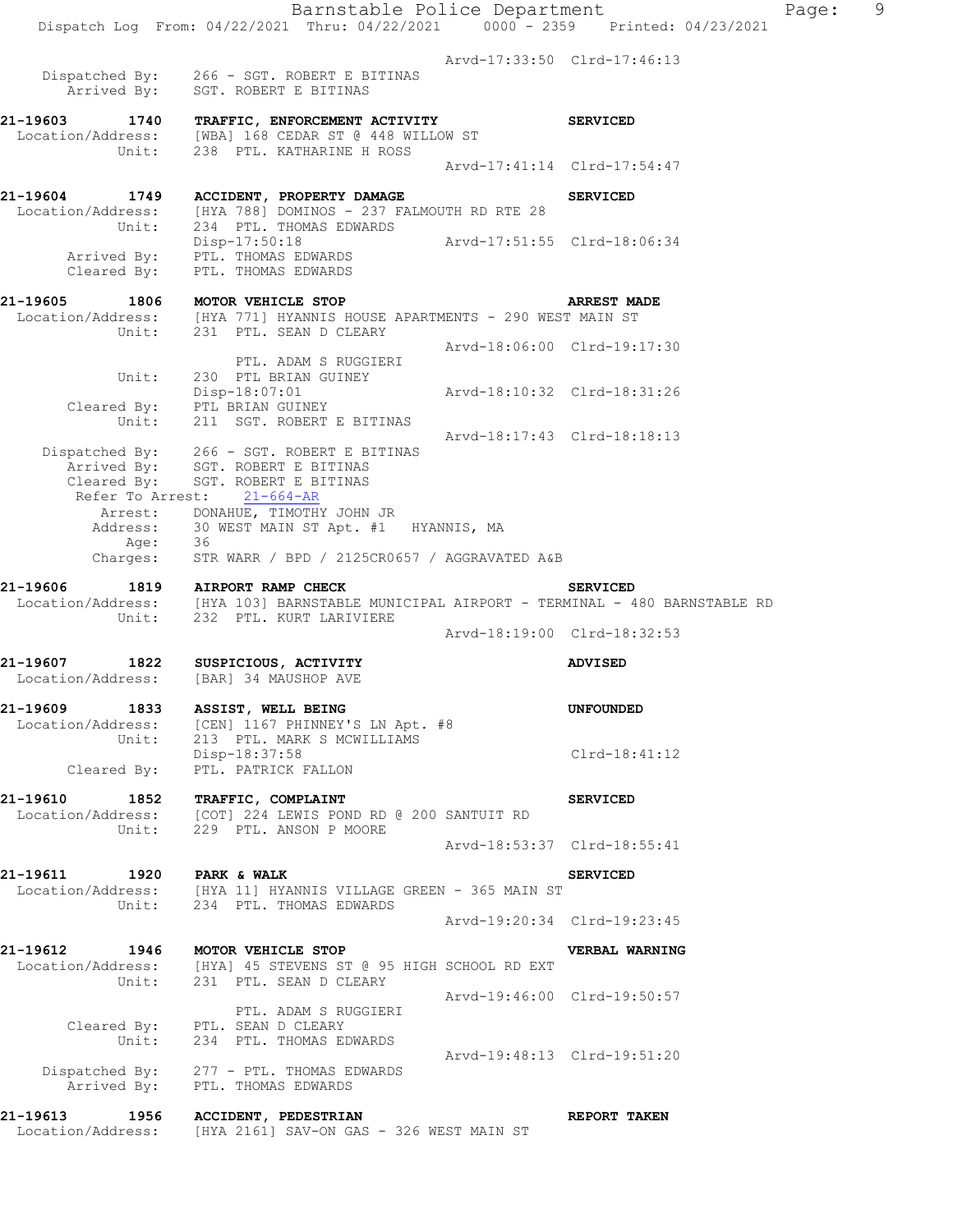Arvd-17:33:50 Clrd-17:46:13
Dispatched By: 266 - SGT. ROBERT E BITINAS
Arrived By: SGT. ROBERT E BITINAS

**21-19603 1740 TRAFFIC, ENFORCEMENT ACTIVITY SERVICED**
Location/Address: [WBA] 168 CEDAR ST @ 448 WILLOW ST
Unit: 238 PTL. KATHARINE H ROSS
Arvd-17:41:14 Clrd-17:54:47

**21-19604 1749 ACCIDENT, PROPERTY DAMAGE SERVICED**
Location/Address: [HYA 788] DOMINOS - 237 FALMOUTH RD RTE 28
Unit: 234 PTL. THOMAS EDWARDS
Disp-17:50:18 Arvd-17:51:55 Clrd-18:06:34
Arrived By: PTL. THOMAS EDWARDS
Cleared By: PTL. THOMAS EDWARDS

**21-19605 1806 MOTOR VEHICLE STOP ARREST MADE**
Location/Address: [HYA 771] HYANNIS HOUSE APARTMENTS - 290 WEST MAIN ST
Unit: 231 PTL. SEAN D CLEARY
Arvd-18:06:00 Clrd-19:17:30
PTL. ADAM S RUGGIERI
Unit: 230 PTL BRIAN GUINEY
Disp-18:07:01 Arvd-18:10:32 Clrd-18:31:26
Cleared By: PTL BRIAN GUINEY
Unit: 211 SGT. ROBERT E BITINAS
Arvd-18:17:43 Clrd-18:18:13
Dispatched By: 266 - SGT. ROBERT E BITINAS
Arrived By: SGT. ROBERT E BITINAS
Cleared By: SGT. ROBERT E BITINAS
Refer To Arrest: 21-664-AR
Arrest: DONAHUE, TIMOTHY JOHN JR
Address: 30 WEST MAIN ST Apt. #1 HYANNIS, MA
Age: 36
Charges: STR WARR / BPD / 2125CR0657 / AGGRAVATED A&B

**21-19606 1819 AIRPORT RAMP CHECK SERVICED**
Location/Address: [HYA 103] BARNSTABLE MUNICIPAL AIRPORT - TERMINAL - 480 BARNSTABLE RD
Unit: 232 PTL. KURT LARIVIERE
Arvd-18:19:00 Clrd-18:32:53

**21-19607 1822 SUSPICIOUS, ACTIVITY ADVISED**
Location/Address: [BAR] 34 MAUSHOP AVE

**21-19609 1833 ASSIST, WELL BEING UNFOUNDED**
Location/Address: [CEN] 1167 PHINNEY'S LN Apt. #8
Unit: 213 PTL. MARK S MCWILLIAMS
Disp-18:37:58 Clrd-18:41:12
Cleared By: PTL. PATRICK FALLON

**21-19610 1852 TRAFFIC, COMPLAINT SERVICED**
Location/Address: [COT] 224 LEWIS POND RD @ 200 SANTUIT RD
Unit: 229 PTL. ANSON P MOORE
Arvd-18:53:37 Clrd-18:55:41

**21-19611 1920 PARK & WALK SERVICED**
Location/Address: [HYA 11] HYANNIS VILLAGE GREEN - 365 MAIN ST
Unit: 234 PTL. THOMAS EDWARDS
Arvd-19:20:34 Clrd-19:23:45

**21-19612 1946 MOTOR VEHICLE STOP VERBAL WARNING**
Location/Address: [HYA] 45 STEVENS ST @ 95 HIGH SCHOOL RD EXT
Unit: 231 PTL. SEAN D CLEARY
Arvd-19:46:00 Clrd-19:50:57
PTL. ADAM S RUGGIERI
Cleared By: PTL. SEAN D CLEARY
Unit: 234 PTL. THOMAS EDWARDS
Arvd-19:48:13 Clrd-19:51:20
Dispatched By: 277 - PTL. THOMAS EDWARDS
Arrived By: PTL. THOMAS EDWARDS

**21-19613 1956 ACCIDENT, PEDESTRIAN REPORT TAKEN**
Location/Address: [HYA 2161] SAV-ON GAS - 326 WEST MAIN ST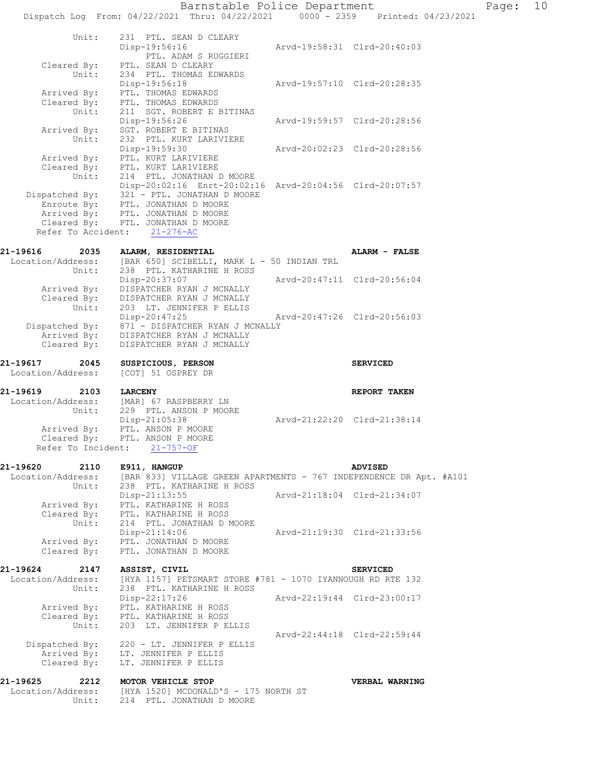```
          Unit:      231  PTL. SEAN D CLEARY
                     Disp-19:56:16                 Arvd-19:58:31  Clrd-20:40:03
                         PTL. ADAM S RUGGIERI
    Cleared By:      PTL. SEAN D CLEARY
          Unit:      234  PTL. THOMAS EDWARDS
                     Disp-19:56:18                 Arvd-19:57:10  Clrd-20:28:35
    Arrived By:      PTL. THOMAS EDWARDS
    Cleared By:      PTL. THOMAS EDWARDS
          Unit:      211  SGT. ROBERT E BITINAS
                     Disp-19:56:26                 Arvd-19:59:57  Clrd-20:28:56
    Arrived By:      SGT. ROBERT E BITINAS
          Unit:      232  PTL. KURT LARIVIERE
                     Disp-19:59:30                 Arvd-20:02:23  Clrd-20:28:56
    Arrived By:      PTL. KURT LARIVIERE
    Cleared By:      PTL. KURT LARIVIERE
          Unit:      214  PTL. JONATHAN D MOORE
                     Disp-20:02:16  Enrt-20:02:16  Arvd-20:04:56  Clrd-20:07:57
 Dispatched By:      321 - PTL. JONATHAN D MOORE
    Enroute By:      PTL. JONATHAN D MOORE
    Arrived By:      PTL. JONATHAN D MOORE
    Cleared By:      PTL. JONATHAN D MOORE
  Refer To Accident:    21-276-AC

21-19616        2035    ALARM, RESIDENTIAL                              ALARM - FALSE
 Location/Address:      [BAR 650] SCIBELLI, MARK L - 50 INDIAN TRL
             Unit:      238  PTL. KATHARINE H ROSS
                        Disp-20:37:07                 Arvd-20:47:11  Clrd-20:56:04
       Arrived By:      DISPATCHER RYAN J MCNALLY
       Cleared By:      DISPATCHER RYAN J MCNALLY
             Unit:      203  LT. JENNIFER P ELLIS
                        Disp-20:47:25                 Arvd-20:47:26  Clrd-20:56:03
    Dispatched By:      871 - DISPATCHER RYAN J MCNALLY
       Arrived By:      DISPATCHER RYAN J MCNALLY
       Cleared By:      DISPATCHER RYAN J MCNALLY

21-19617        2045    SUSPICIOUS, PERSON                              SERVICED
 Location/Address:      [COT] 51 OSPREY DR

21-19619        2103    LARCENY                                         REPORT TAKEN
 Location/Address:      [MAR] 67 RASPBERRY LN
             Unit:      229  PTL. ANSON P MOORE
                        Disp-21:05:38                 Arvd-21:22:20  Clrd-21:38:14
       Arrived By:      PTL. ANSON P MOORE
       Cleared By:      PTL. ANSON P MOORE
  Refer To Incident:    21-757-OF

21-19620        2110    E911, HANGUP                                    ADVISED
 Location/Address:      [BAR 833] VILLAGE GREEN APARTMENTS - 767 INDEPENDENCE DR Apt. #A101
             Unit:      238  PTL. KATHARINE H ROSS
                        Disp-21:13:55                 Arvd-21:18:04  Clrd-21:34:07
       Arrived By:      PTL. KATHARINE H ROSS
       Cleared By:      PTL. KATHARINE H ROSS
             Unit:      214  PTL. JONATHAN D MOORE
                        Disp-21:14:06                 Arvd-21:19:30  Clrd-21:33:56
       Arrived By:      PTL. JONATHAN D MOORE
       Cleared By:      PTL. JONATHAN D MOORE

21-19624        2147    ASSIST, CIVIL                                   SERVICED
 Location/Address:      [HYA 1157] PETSMART STORE #781 - 1070 IYANNOUGH RD RTE 132
             Unit:      238  PTL. KATHARINE H ROSS
                        Disp-22:17:26                 Arvd-22:19:44  Clrd-23:00:17
       Arrived By:      PTL. KATHARINE H ROSS
       Cleared By:      PTL. KATHARINE H ROSS
             Unit:      203  LT. JENNIFER P ELLIS
                                                      Arvd-22:44:18  Clrd-22:59:44
    Dispatched By:      220 - LT. JENNIFER P ELLIS
       Arrived By:      LT. JENNIFER P ELLIS
       Cleared By:      LT. JENNIFER P ELLIS

21-19625        2212    MOTOR VEHICLE STOP                              VERBAL WARNING
 Location/Address:      [HYA 1520] MCDONALD'S - 175 NORTH ST
             Unit:      214  PTL. JONATHAN D MOORE
```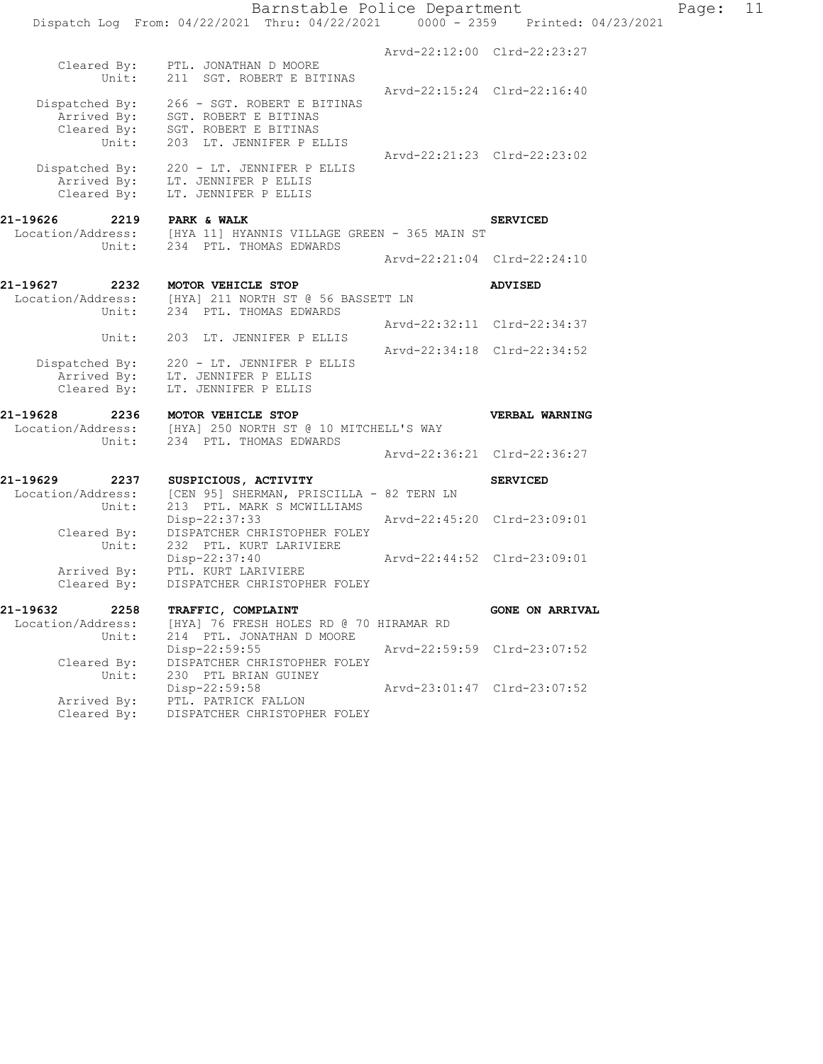```
                                                Arvd-22:12:00  Clrd-22:23:27
      Cleared By:    PTL. JONATHAN D MOORE
           Unit:    211  SGT. ROBERT E BITINAS
                                                Arvd-22:15:24  Clrd-22:16:40
  Dispatched By:    266 - SGT. ROBERT E BITINAS
    Arrived By:    SGT. ROBERT E BITINAS
    Cleared By:    SGT. ROBERT E BITINAS
          Unit:    203  LT. JENNIFER P ELLIS
                                                Arvd-22:21:23  Clrd-22:23:02
  Dispatched By:    220 - LT. JENNIFER P ELLIS
    Arrived By:    LT. JENNIFER P ELLIS
    Cleared By:    LT. JENNIFER P ELLIS
```

**21-19626  2219  PARK & WALK  SERVICED**

```
 Location/Address:    [HYA 11] HYANNIS VILLAGE GREEN - 365 MAIN ST
          Unit:    234  PTL. THOMAS EDWARDS
                                                Arvd-22:21:04  Clrd-22:24:10
```

**21-19627  2232  MOTOR VEHICLE STOP  ADVISED**

```
 Location/Address:    [HYA] 211 NORTH ST @ 56 BASSETT LN
          Unit:    234  PTL. THOMAS EDWARDS
                                                Arvd-22:32:11  Clrd-22:34:37
          Unit:    203  LT. JENNIFER P ELLIS
                                                Arvd-22:34:18  Clrd-22:34:52
  Dispatched By:    220 - LT. JENNIFER P ELLIS
    Arrived By:    LT. JENNIFER P ELLIS
    Cleared By:    LT. JENNIFER P ELLIS
```

**21-19628  2236  MOTOR VEHICLE STOP  VERBAL WARNING**

```
 Location/Address:    [HYA] 250 NORTH ST @ 10 MITCHELL'S WAY
          Unit:    234  PTL. THOMAS EDWARDS
                                                Arvd-22:36:21  Clrd-22:36:27
```

**21-19629  2237  SUSPICIOUS, ACTIVITY  SERVICED**

```
 Location/Address:    [CEN 95] SHERMAN, PRISCILLA - 82 TERN LN
          Unit:    213  PTL. MARK S MCWILLIAMS
                   Disp-22:37:33                Arvd-22:45:20  Clrd-23:09:01
    Cleared By:    DISPATCHER CHRISTOPHER FOLEY
          Unit:    232  PTL. KURT LARIVIERE
                   Disp-22:37:40                Arvd-22:44:52  Clrd-23:09:01
    Arrived By:    PTL. KURT LARIVIERE
    Cleared By:    DISPATCHER CHRISTOPHER FOLEY
```

**21-19632  2258  TRAFFIC, COMPLAINT  GONE ON ARRIVAL**

```
 Location/Address:    [HYA] 76 FRESH HOLES RD @ 70 HIRAMAR RD
          Unit:    214  PTL. JONATHAN D MOORE
                   Disp-22:59:55                Arvd-22:59:59  Clrd-23:07:52
    Cleared By:    DISPATCHER CHRISTOPHER FOLEY
          Unit:    230  PTL BRIAN GUINEY
                   Disp-22:59:58                Arvd-23:01:47  Clrd-23:07:52
    Arrived By:    PTL. PATRICK FALLON
    Cleared By:    DISPATCHER CHRISTOPHER FOLEY
```